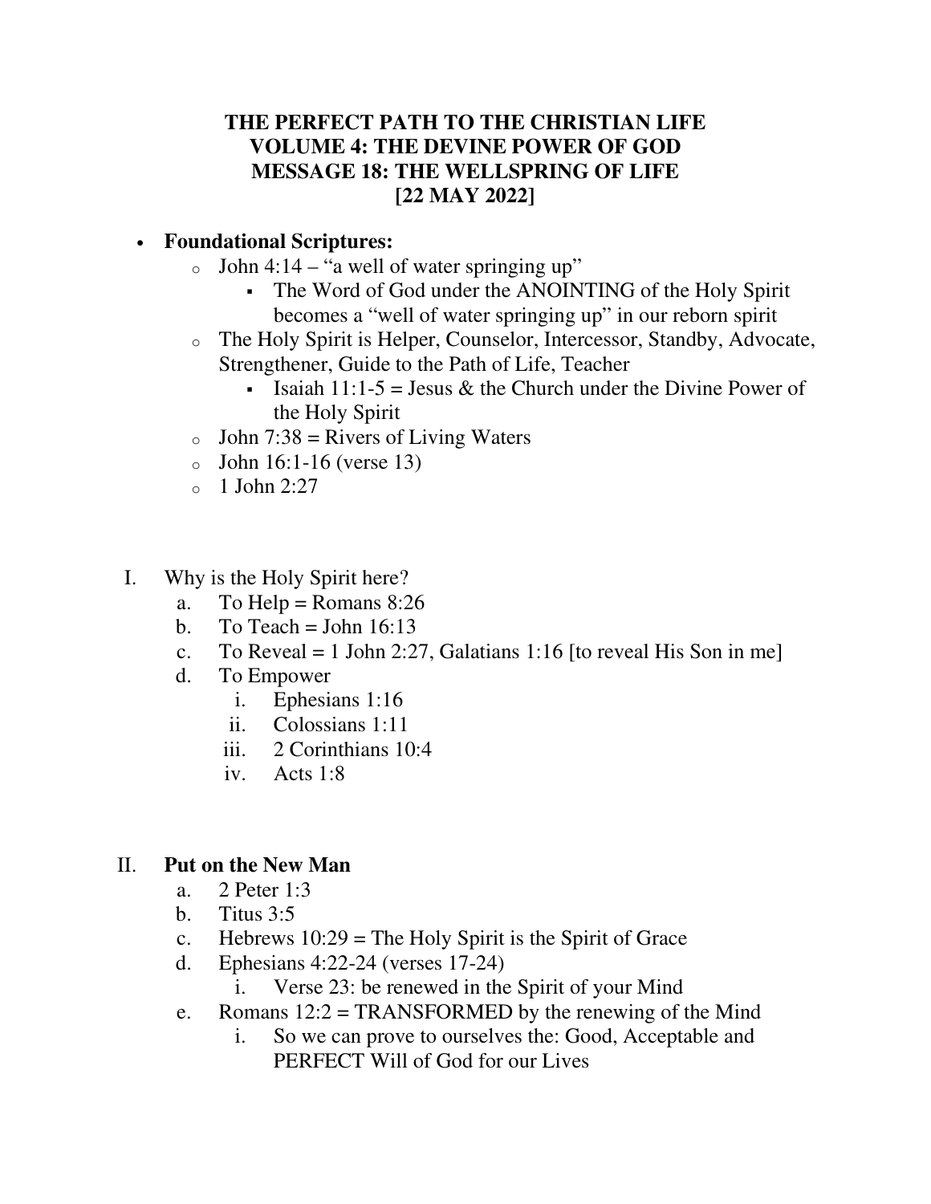# THE PERFECT PATH TO THE CHRISTIAN LIFE
# VOLUME 4: THE DEVINE POWER OF GOD
# MESSAGE 18: THE WELLSPRING OF LIFE
# [22 MAY 2022]

- **Foundational Scriptures:**
  - John 4:14 – "a well of water springing up"
    - The Word of God under the ANOINTING of the Holy Spirit becomes a "well of water springing up" in our reborn spirit
  - The Holy Spirit is Helper, Counselor, Intercessor, Standby, Advocate, Strengthener, Guide to the Path of Life, Teacher
    - Isaiah 11:1-5 = Jesus & the Church under the Divine Power of the Holy Spirit
  - John 7:38 = Rivers of Living Waters
  - John 16:1-16 (verse 13)
  - 1 John 2:27

I. Why is the Holy Spirit here?
   a. To Help = Romans 8:26
   b. To Teach = John 16:13
   c. To Reveal = 1 John 2:27, Galatians 1:16 [to reveal His Son in me]
   d. To Empower
      i. Ephesians 1:16
      ii. Colossians 1:11
      iii. 2 Corinthians 10:4
      iv. Acts 1:8

II. **Put on the New Man**
   a. 2 Peter 1:3
   b. Titus 3:5
   c. Hebrews 10:29 = The Holy Spirit is the Spirit of Grace
   d. Ephesians 4:22-24 (verses 17-24)
      i. Verse 23: be renewed in the Spirit of your Mind
   e. Romans 12:2 = TRANSFORMED by the renewing of the Mind
      i. So we can prove to ourselves the: Good, Acceptable and PERFECT Will of God for our Lives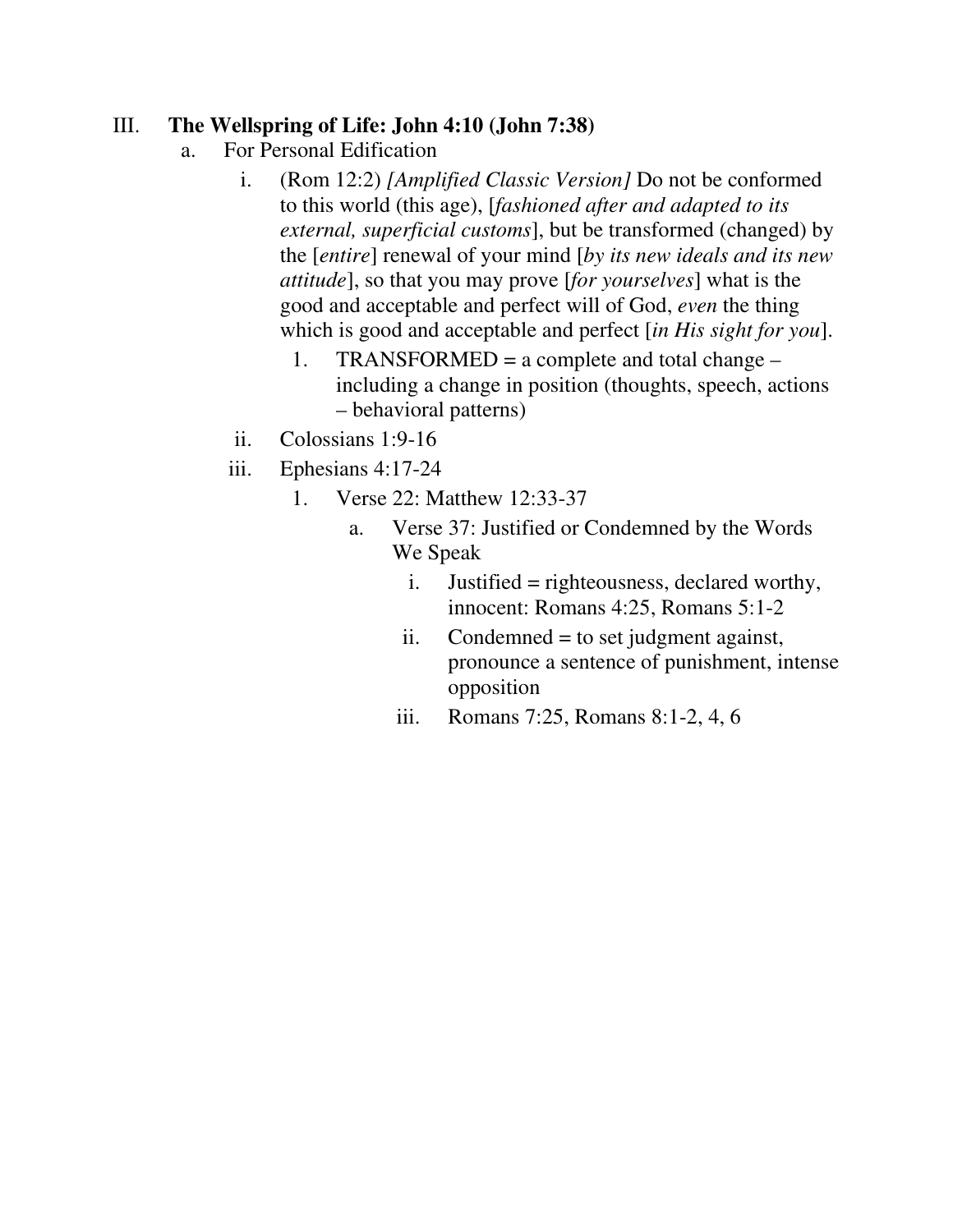III. **The Wellspring of Life: John 4:10 (John 7:38)**

- a. For Personal Edification
  - i. (Rom 12:2) *[Amplified Classic Version]* Do not be conformed to this world (this age), [*fashioned after and adapted to its external, superficial customs*], but be transformed (changed) by the [*entire*] renewal of your mind [*by its new ideals and its new attitude*], so that you may prove [*for yourselves*] what is the good and acceptable and perfect will of God, *even* the thing which is good and acceptable and perfect [*in His sight for you*].
    - 1. TRANSFORMED = a complete and total change – including a change in position (thoughts, speech, actions – behavioral patterns)
  - ii. Colossians 1:9-16
  - iii. Ephesians 4:17-24
    - 1. Verse 22: Matthew 12:33-37
      - a. Verse 37: Justified or Condemned by the Words We Speak
        - i. Justified = righteousness, declared worthy, innocent: Romans 4:25, Romans 5:1-2
        - ii. Condemned = to set judgment against, pronounce a sentence of punishment, intense opposition
        - iii. Romans 7:25, Romans 8:1-2, 4, 6